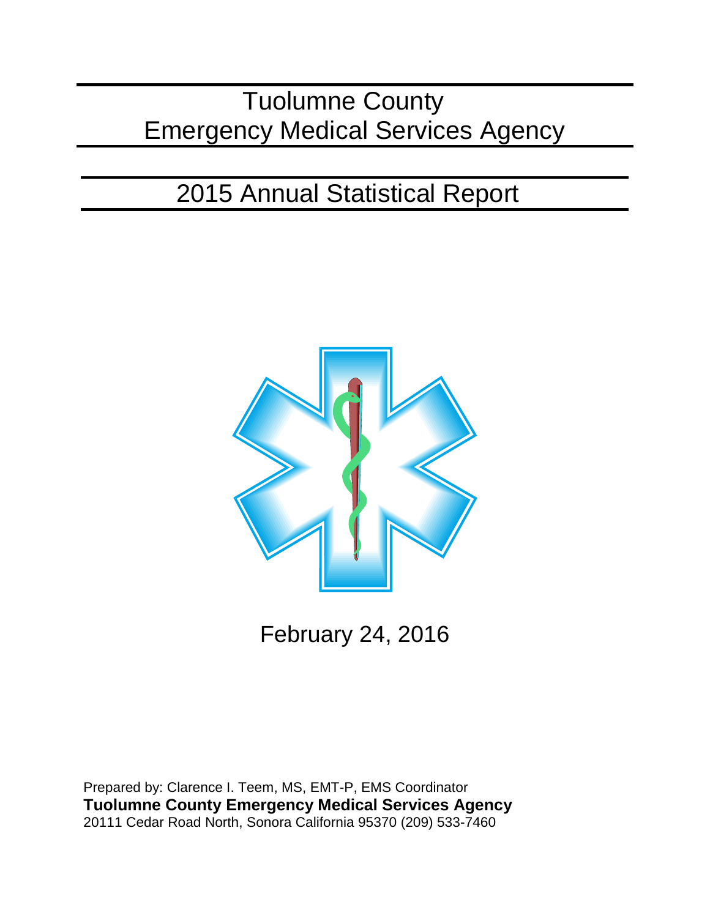# Tuolumne County Emergency Medical Services Agency

## 2015 Annual Statistical Report

February 24, 2016

Prepared by: Clarence I. Teem, MS, EMT-P, EMS Coordinator
**Tuolumne County Emergency Medical Services Agency**
20111 Cedar Road North, Sonora California 95370 (209) 533-7460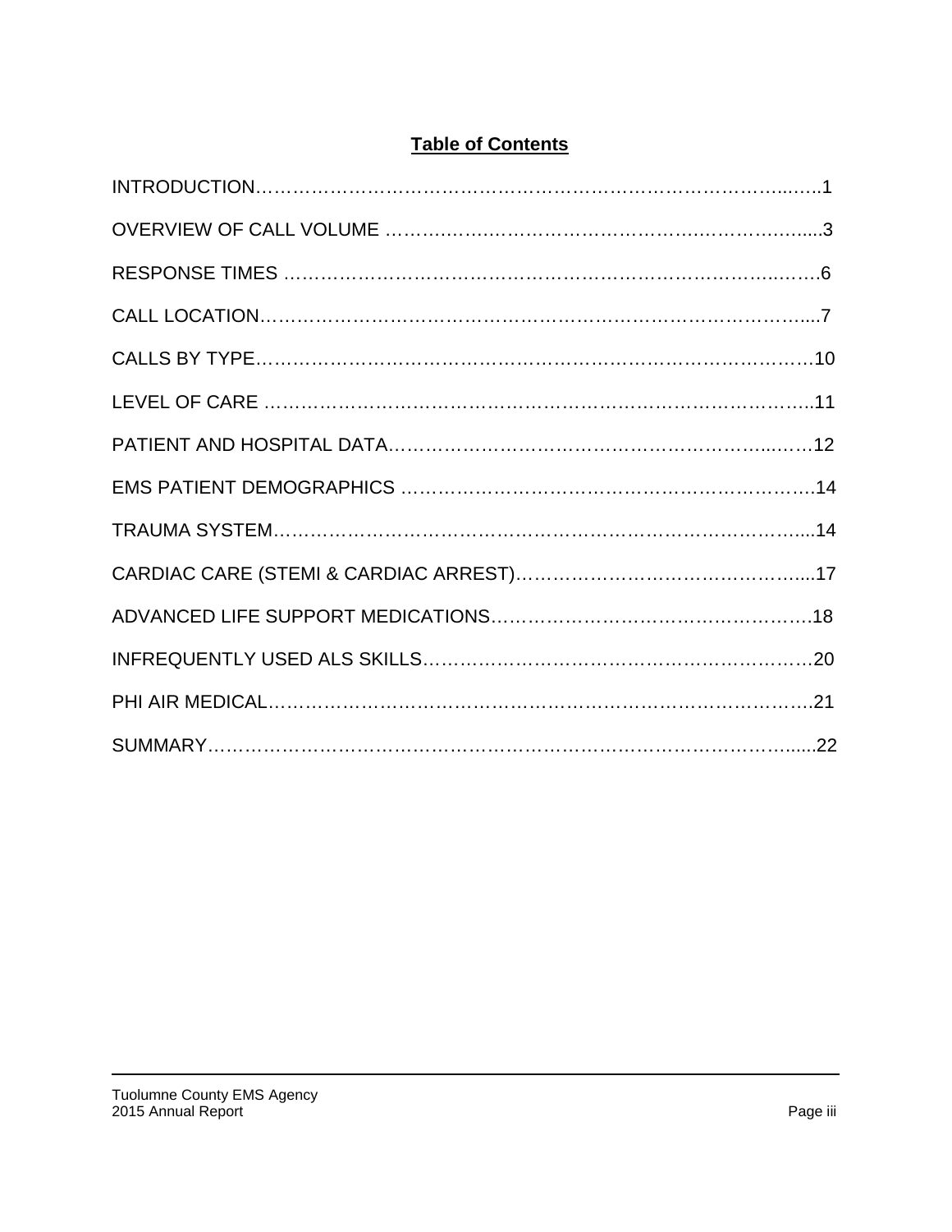**Table of Contents**

INTRODUCTION……………………………………………………………………………..…..1

OVERVIEW OF CALL VOLUME ……….…….……………………….….………….…....3

RESPONSE TIMES ………….…………………….………….……….……………..…….6

CALL LOCATION…….………………………………………….………………………....7

CALLS BY TYPE..………….………….……….…………….……….……….………….10

LEVEL OF CARE …….……………………………………….……….………………..11

PATIENT AND HOSPITAL DATA…………………………….………………...……12

EMS PATIENT DEMOGRAPHICS ……….………………….…………………………….14

TRAUMA SYSTEM……………………………………………………………………...14

CARDIAC CARE (STEMI & CARDIAC ARREST)……………………………………...17

ADVANCED LIFE SUPPORT MEDICATIONS….…………………….……….……..18

INFREQUENTLY USED ALS SKILLS………………………………….……………….20

PHI AIR MEDICAL…………………………………………………………………….21

SUMMARY…………………………………………………………………………......22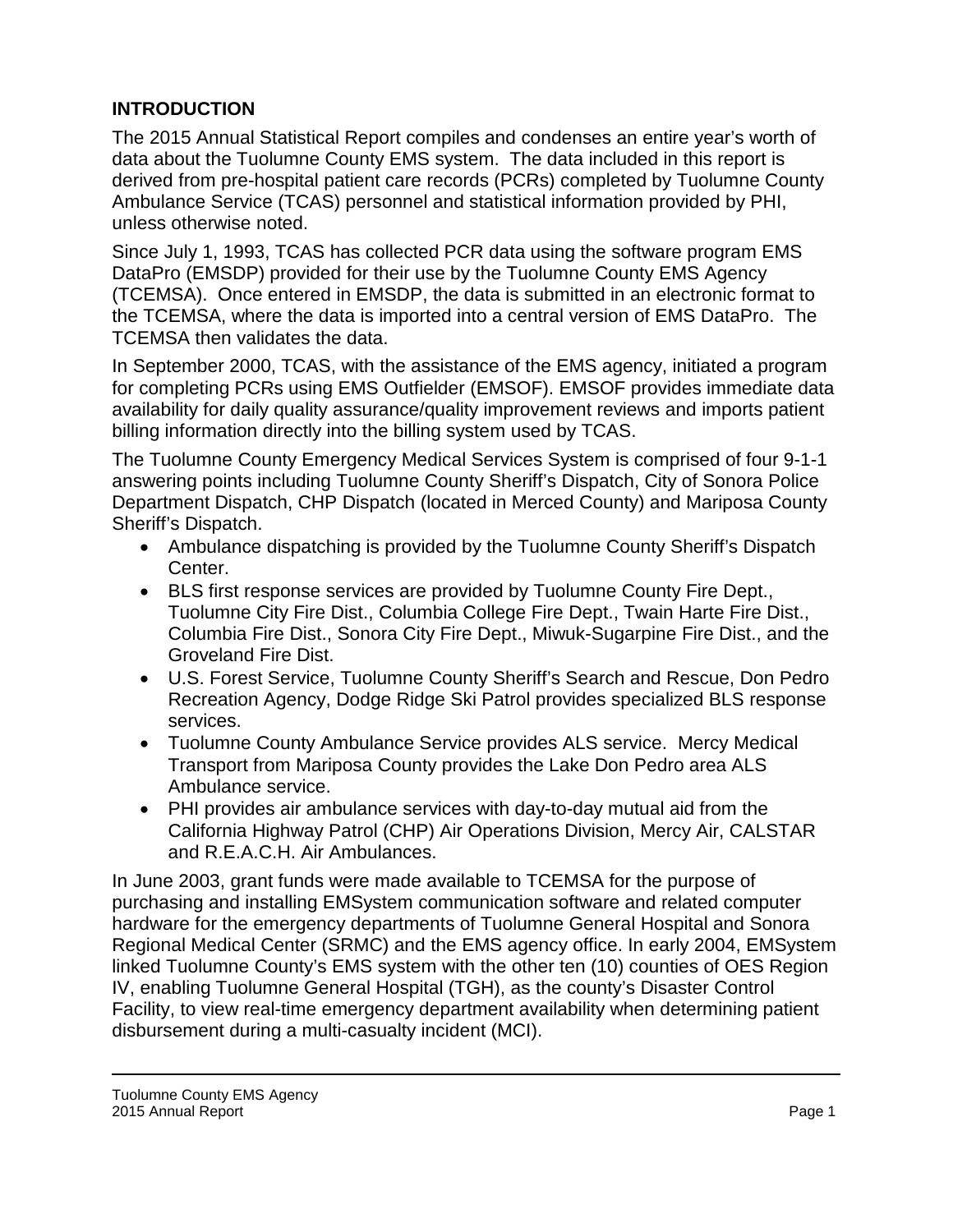## INTRODUCTION

The 2015 Annual Statistical Report compiles and condenses an entire year's worth of data about the Tuolumne County EMS system. The data included in this report is derived from pre-hospital patient care records (PCRs) completed by Tuolumne County Ambulance Service (TCAS) personnel and statistical information provided by PHI, unless otherwise noted.

Since July 1, 1993, TCAS has collected PCR data using the software program EMS DataPro (EMSDP) provided for their use by the Tuolumne County EMS Agency (TCEMSA). Once entered in EMSDP, the data is submitted in an electronic format to the TCEMSA, where the data is imported into a central version of EMS DataPro. The TCEMSA then validates the data.

In September 2000, TCAS, with the assistance of the EMS agency, initiated a program for completing PCRs using EMS Outfielder (EMSOF). EMSOF provides immediate data availability for daily quality assurance/quality improvement reviews and imports patient billing information directly into the billing system used by TCAS.

The Tuolumne County Emergency Medical Services System is comprised of four 9-1-1 answering points including Tuolumne County Sheriff's Dispatch, City of Sonora Police Department Dispatch, CHP Dispatch (located in Merced County) and Mariposa County Sheriff's Dispatch.

- Ambulance dispatching is provided by the Tuolumne County Sheriff's Dispatch Center.
- BLS first response services are provided by Tuolumne County Fire Dept., Tuolumne City Fire Dist., Columbia College Fire Dept., Twain Harte Fire Dist., Columbia Fire Dist., Sonora City Fire Dept., Miwuk-Sugarpine Fire Dist., and the Groveland Fire Dist.
- U.S. Forest Service, Tuolumne County Sheriff's Search and Rescue, Don Pedro Recreation Agency, Dodge Ridge Ski Patrol provides specialized BLS response services.
- Tuolumne County Ambulance Service provides ALS service. Mercy Medical Transport from Mariposa County provides the Lake Don Pedro area ALS Ambulance service.
- PHI provides air ambulance services with day-to-day mutual aid from the California Highway Patrol (CHP) Air Operations Division, Mercy Air, CALSTAR and R.E.A.C.H. Air Ambulances.

In June 2003, grant funds were made available to TCEMSA for the purpose of purchasing and installing EMSystem communication software and related computer hardware for the emergency departments of Tuolumne General Hospital and Sonora Regional Medical Center (SRMC) and the EMS agency office. In early 2004, EMSystem linked Tuolumne County's EMS system with the other ten (10) counties of OES Region IV, enabling Tuolumne General Hospital (TGH), as the county's Disaster Control Facility, to view real-time emergency department availability when determining patient disbursement during a multi-casualty incident (MCI).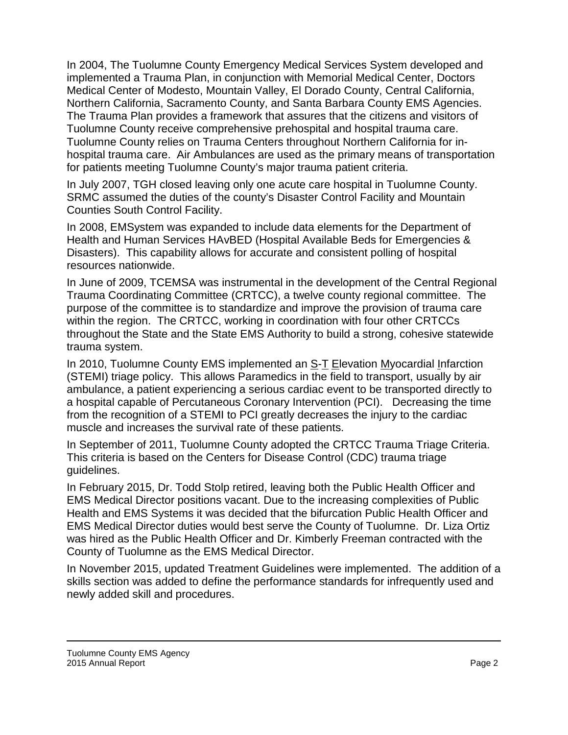In 2004, The Tuolumne County Emergency Medical Services System developed and implemented a Trauma Plan, in conjunction with Memorial Medical Center, Doctors Medical Center of Modesto, Mountain Valley, El Dorado County, Central California, Northern California, Sacramento County, and Santa Barbara County EMS Agencies. The Trauma Plan provides a framework that assures that the citizens and visitors of Tuolumne County receive comprehensive prehospital and hospital trauma care. Tuolumne County relies on Trauma Centers throughout Northern California for in-hospital trauma care. Air Ambulances are used as the primary means of transportation for patients meeting Tuolumne County's major trauma patient criteria.

In July 2007, TGH closed leaving only one acute care hospital in Tuolumne County. SRMC assumed the duties of the county's Disaster Control Facility and Mountain Counties South Control Facility.

In 2008, EMSystem was expanded to include data elements for the Department of Health and Human Services HAvBED (Hospital Available Beds for Emergencies & Disasters). This capability allows for accurate and consistent polling of hospital resources nationwide.

In June of 2009, TCEMSA was instrumental in the development of the Central Regional Trauma Coordinating Committee (CRTCC), a twelve county regional committee. The purpose of the committee is to standardize and improve the provision of trauma care within the region. The CRTCC, working in coordination with four other CRTCCs throughout the State and the State EMS Authority to build a strong, cohesive statewide trauma system.

In 2010, Tuolumne County EMS implemented an S-T Elevation Myocardial Infarction (STEMI) triage policy. This allows Paramedics in the field to transport, usually by air ambulance, a patient experiencing a serious cardiac event to be transported directly to a hospital capable of Percutaneous Coronary Intervention (PCI). Decreasing the time from the recognition of a STEMI to PCI greatly decreases the injury to the cardiac muscle and increases the survival rate of these patients.

In September of 2011, Tuolumne County adopted the CRTCC Trauma Triage Criteria. This criteria is based on the Centers for Disease Control (CDC) trauma triage guidelines.

In February 2015, Dr. Todd Stolp retired, leaving both the Public Health Officer and EMS Medical Director positions vacant. Due to the increasing complexities of Public Health and EMS Systems it was decided that the bifurcation Public Health Officer and EMS Medical Director duties would best serve the County of Tuolumne. Dr. Liza Ortiz was hired as the Public Health Officer and Dr. Kimberly Freeman contracted with the County of Tuolumne as the EMS Medical Director.

In November 2015, updated Treatment Guidelines were implemented. The addition of a skills section was added to define the performance standards for infrequently used and newly added skill and procedures.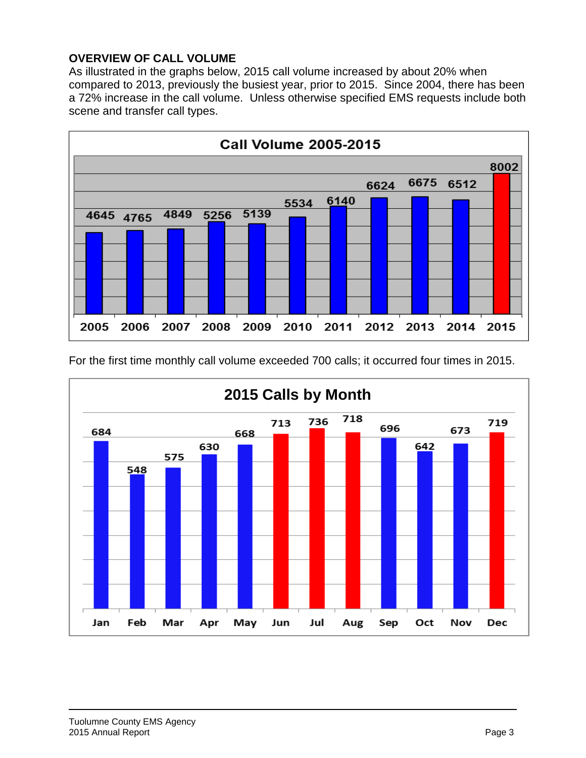**OVERVIEW OF CALL VOLUME**

As illustrated in the graphs below, 2015 call volume increased by about 20% when compared to 2013, previously the busiest year, prior to 2015. Since 2004, there has been a 72% increase in the call volume. Unless otherwise specified EMS requests include both scene and transfer call types.

**Call Volume 2005-2015**

| Year | Calls |
|---|---|
| 2005 | 4645 |
| 2006 | 4765 |
| 2007 | 4849 |
| 2008 | 5256 |
| 2009 | 5139 |
| 2010 | 5534 |
| 2011 | 6140 |
| 2012 | 6624 |
| 2013 | 6675 |
| 2014 | 6512 |
| 2015 | 8002 |

For the first time monthly call volume exceeded 700 calls; it occurred four times in 2015.

**2015 Calls by Month**

| Month | Calls |
|---|---|
| Jan | 684 |
| Feb | 548 |
| Mar | 575 |
| Apr | 630 |
| May | 668 |
| Jun | 713 |
| Jul | 736 |
| Aug | 718 |
| Sep | 696 |
| Oct | 642 |
| Nov | 673 |
| Dec | 719 |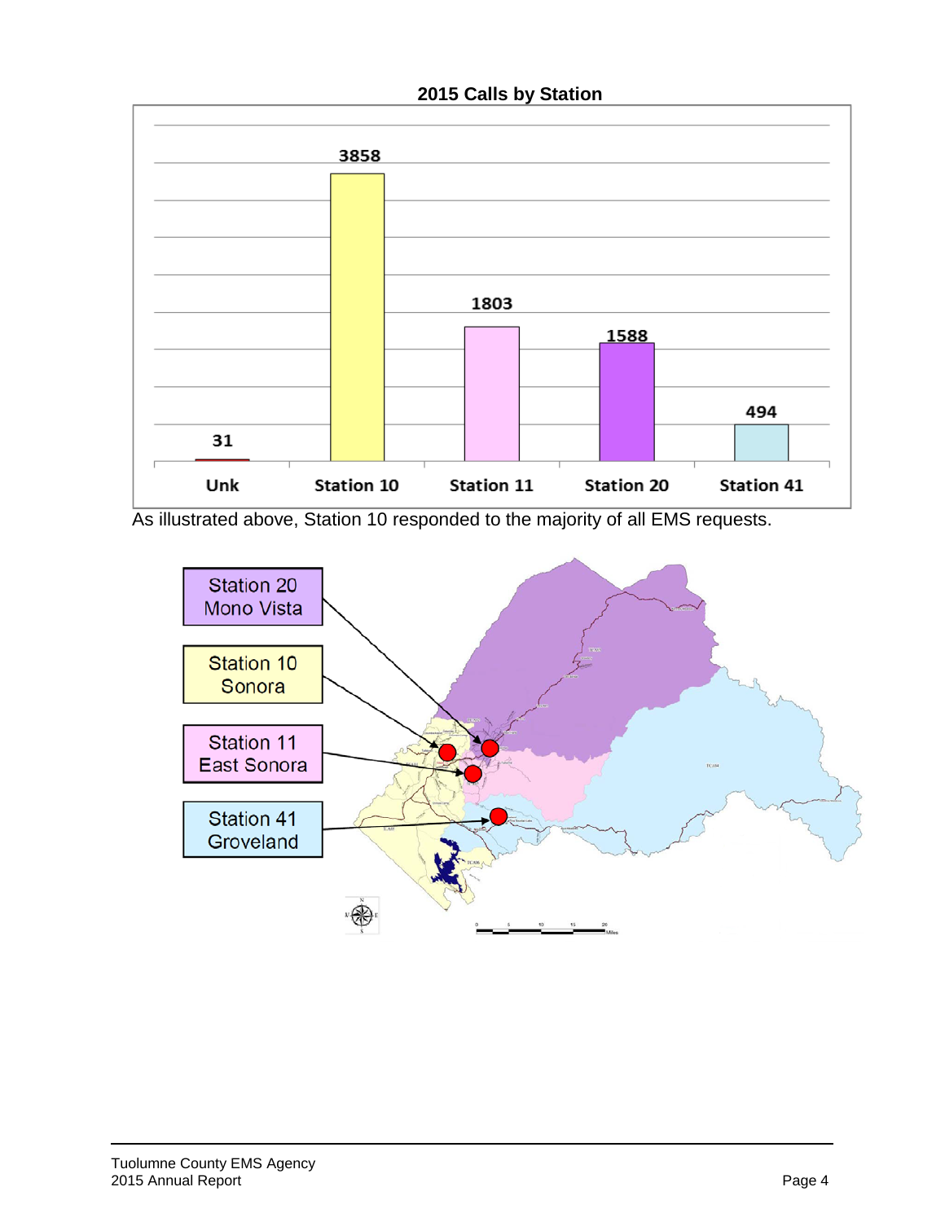**2015 Calls by Station**

| Unk | Station 10 | Station 11 | Station 20 | Station 41 |
|---|---|---|---|---|
| 31 | 3858 | 1803 | 1588 | 494 |

As illustrated above, Station 10 responded to the majority of all EMS requests.

Station 20 Mono Vista

Station 10 Sonora

Station 11 East Sonora

Station 41 Groveland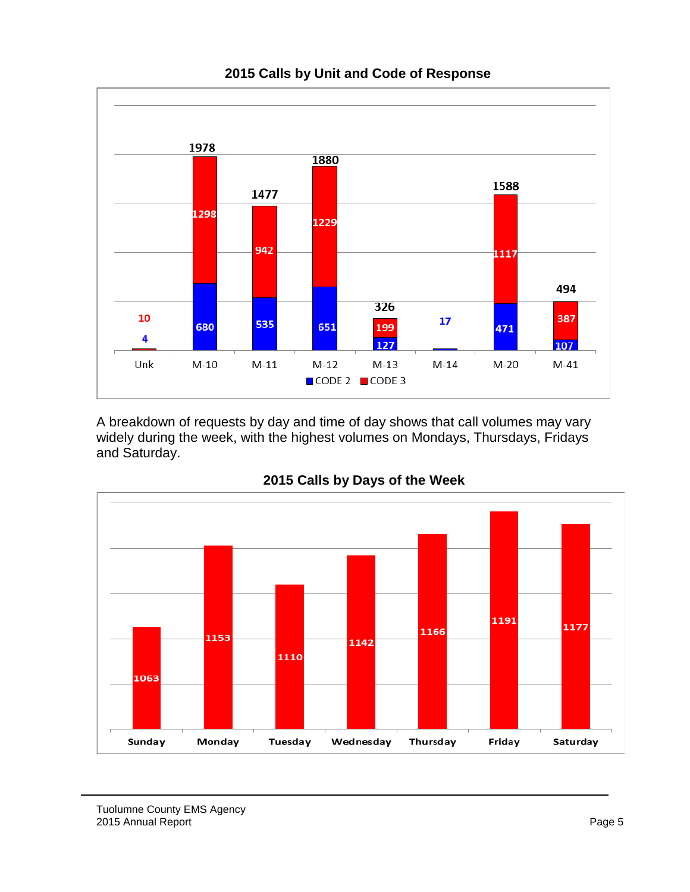**2015 Calls by Unit and Code of Response**

| Unit | CODE 2 | CODE 3 | Total |
|---|---|---|---|
| Unk | 4 | 10 | |
| M-10 | 680 | 1298 | 1978 |
| M-11 | 535 | 942 | 1477 |
| M-12 | 651 | 1229 | 1880 |
| M-13 | 127 | 199 | 326 |
| M-14 | 17 | | |
| M-20 | 471 | 1117 | 1588 |
| M-41 | 107 | 387 | 494 |

A breakdown of requests by day and time of day shows that call volumes may vary widely during the week, with the highest volumes on Mondays, Thursdays, Fridays and Saturday.

**2015 Calls by Days of the Week**

| Sunday | Monday | Tuesday | Wednesday | Thursday | Friday | Saturday |
|---|---|---|---|---|---|---|
| 1063 | 1153 | 1110 | 1142 | 1166 | 1191 | 1177 |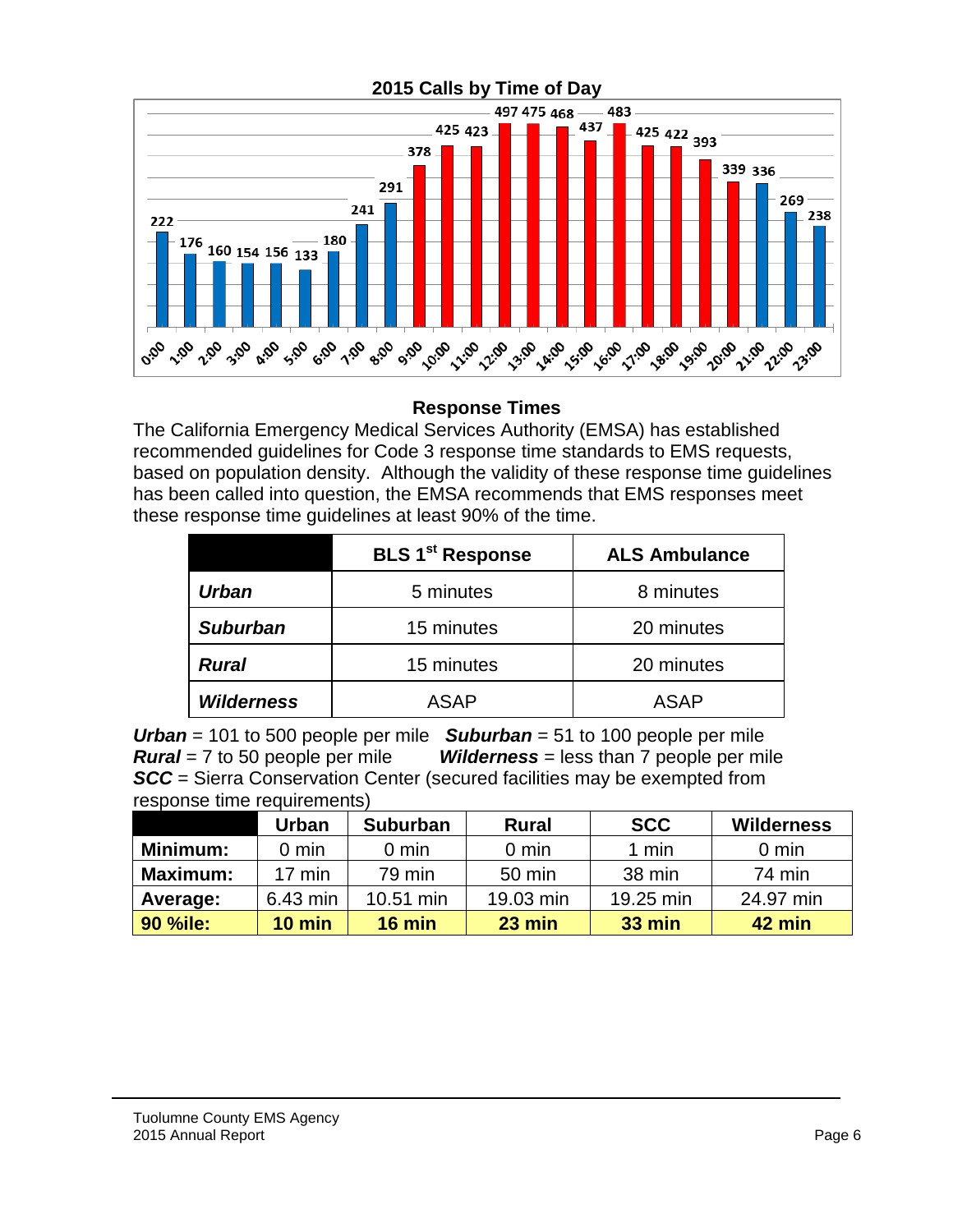## 2015 Calls by Time of Day

| Time | Calls |
|---|---|
| 0:00 | 222 |
| 1:00 | 176 |
| 2:00 | 160 |
| 3:00 | 154 |
| 4:00 | 156 |
| 5:00 | 133 |
| 6:00 | 180 |
| 7:00 | 241 |
| 8:00 | 291 |
| 9:00 | 378 |
| 10:00 | 425 |
| 11:00 | 423 |
| 12:00 | 497 |
| 13:00 | 475 |
| 14:00 | 468 |
| 15:00 | 437 |
| 16:00 | 483 |
| 17:00 | 425 |
| 18:00 | 422 |
| 19:00 | 393 |
| 20:00 | 339 |
| 21:00 | 336 |
| 22:00 | 269 |
| 23:00 | 238 |

## Response Times

The California Emergency Medical Services Authority (EMSA) has established recommended guidelines for Code 3 response time standards to EMS requests, based on population density. Although the validity of these response time guidelines has been called into question, the EMSA recommends that EMS responses meet these response time guidelines at least 90% of the time.

| | BLS 1st Response | ALS Ambulance |
|---|---|---|
| ***Urban*** | 5 minutes | 8 minutes |
| ***Suburban*** | 15 minutes | 20 minutes |
| ***Rural*** | 15 minutes | 20 minutes |
| ***Wilderness*** | ASAP | ASAP |

***Urban*** = 101 to 500 people per mile ***Suburban*** = 51 to 100 people per mile
***Rural*** = 7 to 50 people per mile ***Wilderness*** = less than 7 people per mile
***SCC*** = Sierra Conservation Center (secured facilities may be exempted from response time requirements)

| | Urban | Suburban | Rural | SCC | Wilderness |
|---|---|---|---|---|---|
| **Minimum:** | 0 min | 0 min | 0 min | 1 min | 0 min |
| **Maximum:** | 17 min | 79 min | 50 min | 38 min | 74 min |
| **Average:** | 6.43 min | 10.51 min | 19.03 min | 19.25 min | 24.97 min |
| **90 %ile:** | **10 min** | **16 min** | **23 min** | **33 min** | **42 min** |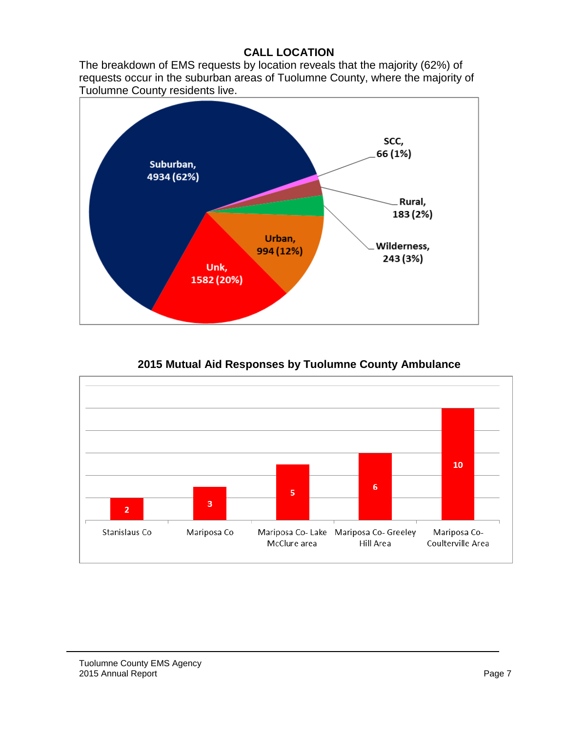## CALL LOCATION

The breakdown of EMS requests by location reveals that the majority (62%) of requests occur in the suburban areas of Tuolumne County, where the majority of Tuolumne County residents live.

| Location | Count | Percent |
|---|---|---|
| Suburban | 4934 | 62% |
| Unk | 1582 | 20% |
| Urban | 994 | 12% |
| Wilderness | 243 | 3% |
| Rural | 183 | 2% |
| SCC | 66 | 1% |

### 2015 Mutual Aid Responses by Tuolumne County Ambulance

| Area | Responses |
|---|---|
| Stanislaus Co | 2 |
| Mariposa Co | 3 |
| Mariposa Co- Lake McClure area | 5 |
| Mariposa Co- Greeley Hill Area | 6 |
| Mariposa Co- Coulterville Area | 10 |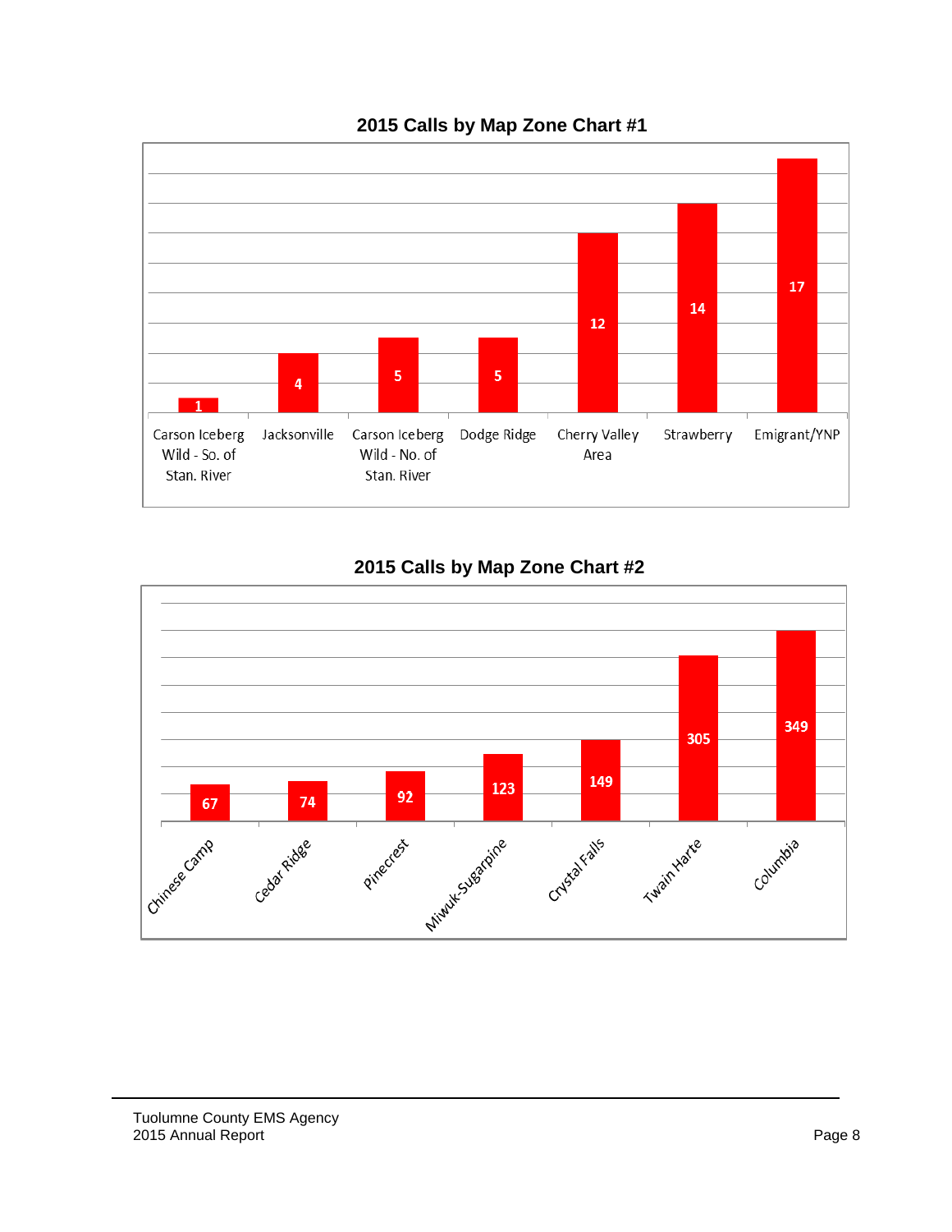## 2015 Calls by Map Zone Chart #1

| Map Zone | Calls |
|---|---|
| Carson Iceberg Wild - So. of Stan. River | 1 |
| Jacksonville | 4 |
| Carson Iceberg Wild - No. of Stan. River | 5 |
| Dodge Ridge | 5 |
| Cherry Valley Area | 12 |
| Strawberry | 14 |
| Emigrant/YNP | 17 |

## 2015 Calls by Map Zone Chart #2

| Map Zone | Calls |
|---|---|
| Chinese Camp | 67 |
| Cedar Ridge | 74 |
| Pinecrest | 92 |
| Miwuk-Sugarpine | 123 |
| Crystal Falls | 149 |
| Twain Harte | 305 |
| Columbia | 349 |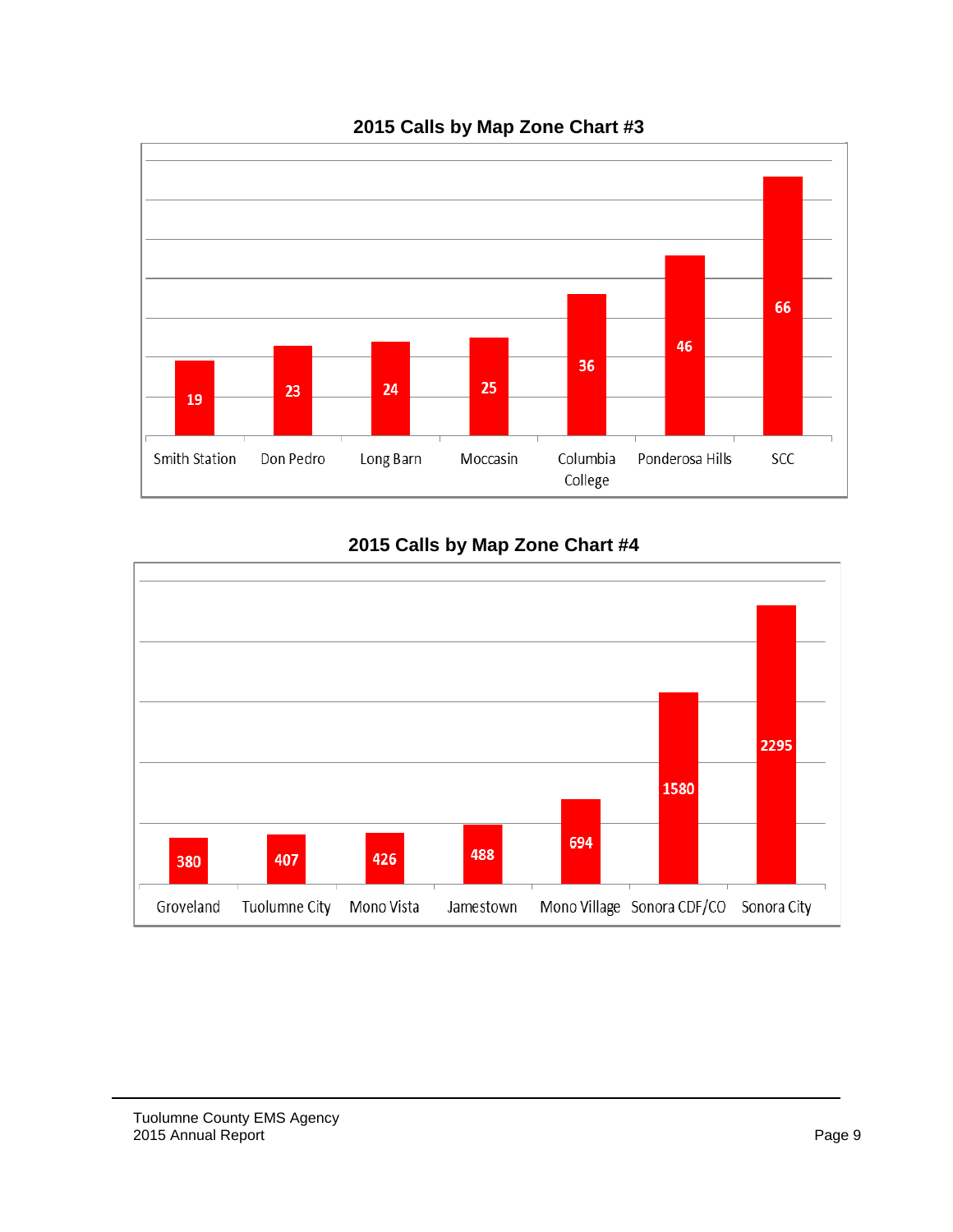## 2015 Calls by Map Zone Chart #3

| Map Zone | Calls |
|---|---|
| Smith Station | 19 |
| Don Pedro | 23 |
| Long Barn | 24 |
| Moccasin | 25 |
| Columbia College | 36 |
| Ponderosa Hills | 46 |
| SCC | 66 |

## 2015 Calls by Map Zone Chart #4

| Map Zone | Calls |
|---|---|
| Groveland | 380 |
| Tuolumne City | 407 |
| Mono Vista | 426 |
| Jamestown | 488 |
| Mono Village | 694 |
| Sonora CDF/CO | 1580 |
| Sonora City | 2295 |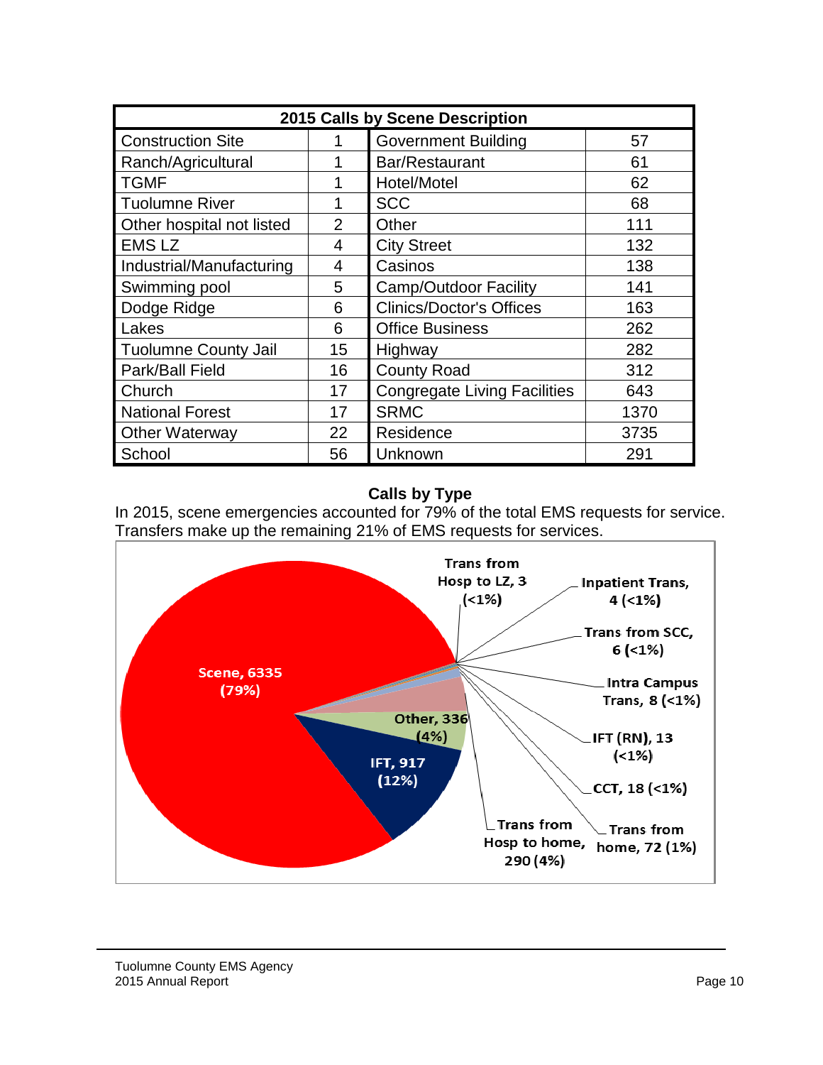| 2015 Calls by Scene Description | | | |
|---|---|---|---|
| Construction Site | 1 | Government Building | 57 |
| Ranch/Agricultural | 1 | Bar/Restaurant | 61 |
| TGMF | 1 | Hotel/Motel | 62 |
| Tuolumne River | 1 | SCC | 68 |
| Other hospital not listed | 2 | Other | 111 |
| EMS LZ | 4 | City Street | 132 |
| Industrial/Manufacturing | 4 | Casinos | 138 |
| Swimming pool | 5 | Camp/Outdoor Facility | 141 |
| Dodge Ridge | 6 | Clinics/Doctor's Offices | 163 |
| Lakes | 6 | Office Business | 262 |
| Tuolumne County Jail | 15 | Highway | 282 |
| Park/Ball Field | 16 | County Road | 312 |
| Church | 17 | Congregate Living Facilities | 643 |
| National Forest | 17 | SRMC | 1370 |
| Other Waterway | 22 | Residence | 3735 |
| School | 56 | Unknown | 291 |

## Calls by Type

In 2015, scene emergencies accounted for 79% of the total EMS requests for service. Transfers make up the remaining 21% of EMS requests for services.

Scene, 6335 (79%)
IFT, 917 (12%)
Other, 336 (4%)
Trans from Hosp to home, 290 (4%)
Trans from home, 72 (1%)
CCT, 18 (<1%)
IFT (RN), 13 (<1%)
Intra Campus Trans, 8 (<1%)
Trans from SCC, 6 (<1%)
Inpatient Trans, 4 (<1%)
Trans from Hosp to LZ, 3 (<1%)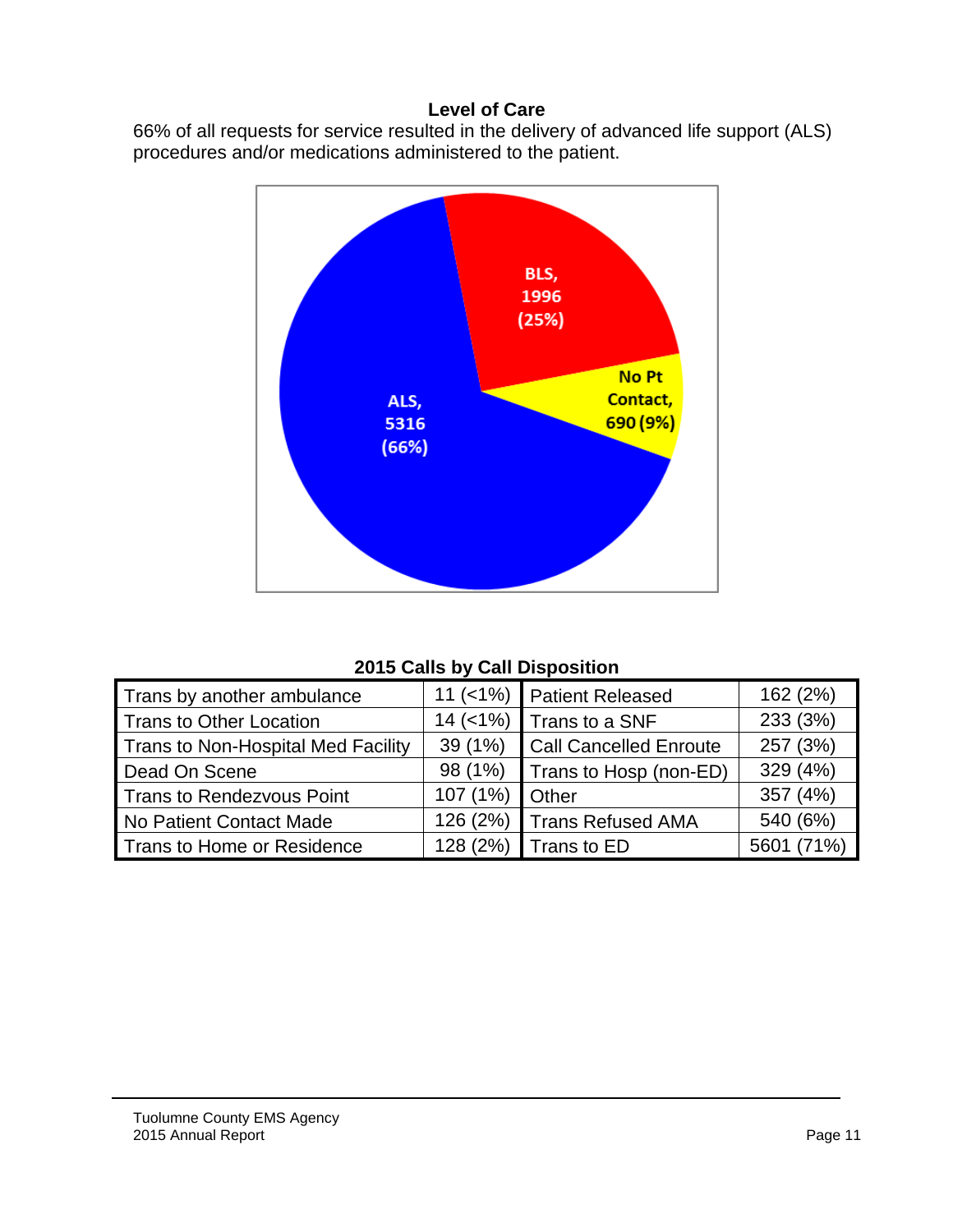### Level of Care

66% of all requests for service resulted in the delivery of advanced life support (ALS) procedures and/or medications administered to the patient.

ALS, 5316 (66%)

BLS, 1996 (25%)

No Pt Contact, 690 (9%)

**2015 Calls by Call Disposition**

| Disposition | Count | Disposition | Count |
|---|---|---|---|
| Trans by another ambulance | 11 (<1%) | Patient Released | 162 (2%) |
| Trans to Other Location | 14 (<1%) | Trans to a SNF | 233 (3%) |
| Trans to Non-Hospital Med Facility | 39 (1%) | Call Cancelled Enroute | 257 (3%) |
| Dead On Scene | 98 (1%) | Trans to Hosp (non-ED) | 329 (4%) |
| Trans to Rendezvous Point | 107 (1%) | Other | 357 (4%) |
| No Patient Contact Made | 126 (2%) | Trans Refused AMA | 540 (6%) |
| Trans to Home or Residence | 128 (2%) | Trans to ED | 5601 (71%) |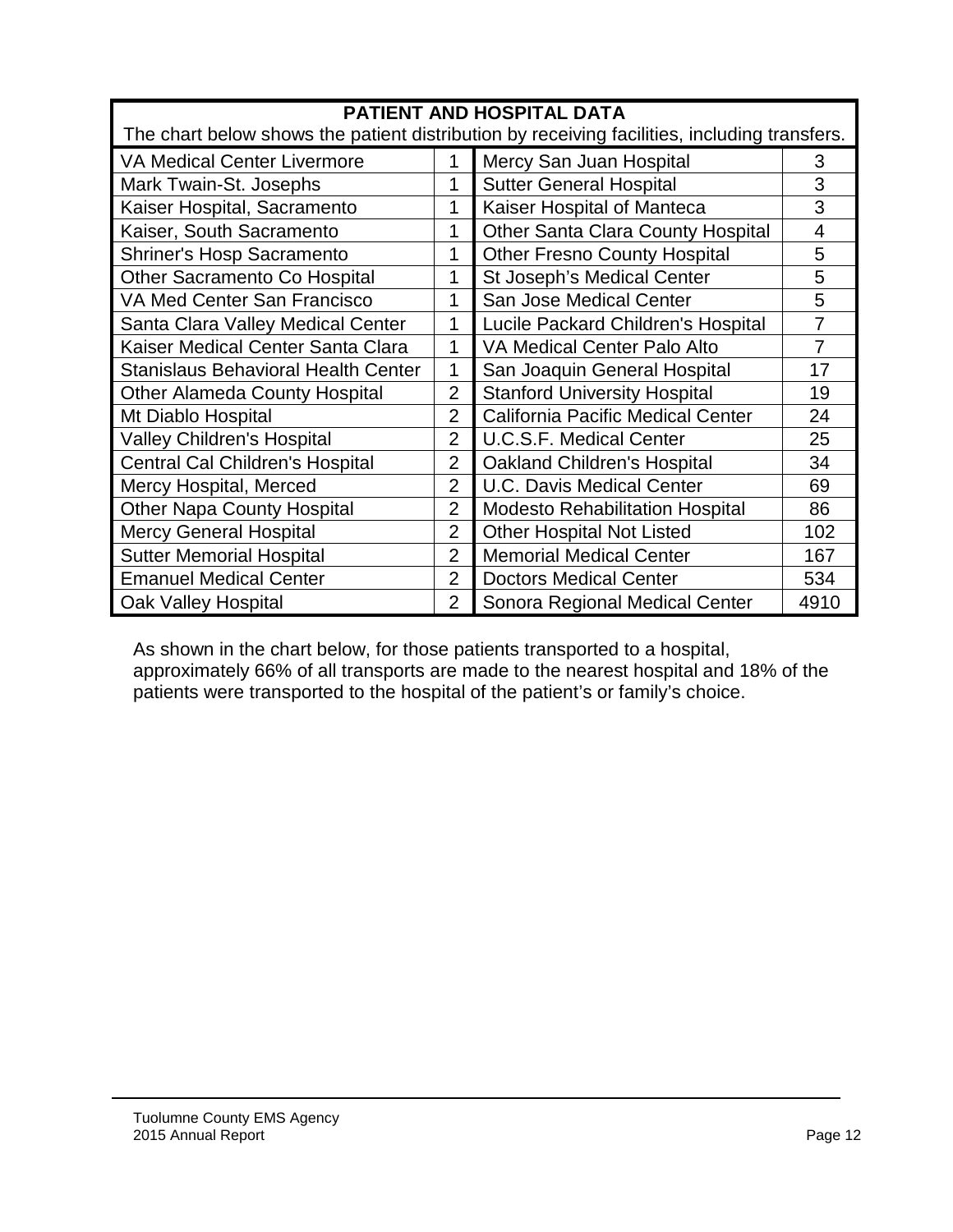**PATIENT AND HOSPITAL DATA**

The chart below shows the patient distribution by receiving facilities, including transfers.

| Facility | Count | Facility | Count |
|---|---|---|---|
| VA Medical Center Livermore | 1 | Mercy San Juan Hospital | 3 |
| Mark Twain-St. Josephs | 1 | Sutter General Hospital | 3 |
| Kaiser Hospital, Sacramento | 1 | Kaiser Hospital of Manteca | 3 |
| Kaiser, South Sacramento | 1 | Other Santa Clara County Hospital | 4 |
| Shriner's Hosp Sacramento | 1 | Other Fresno County Hospital | 5 |
| Other Sacramento Co Hospital | 1 | St Joseph's Medical Center | 5 |
| VA Med Center San Francisco | 1 | San Jose Medical Center | 5 |
| Santa Clara Valley Medical Center | 1 | Lucile Packard Children's Hospital | 7 |
| Kaiser Medical Center Santa Clara | 1 | VA Medical Center Palo Alto | 7 |
| Stanislaus Behavioral Health Center | 1 | San Joaquin General Hospital | 17 |
| Other Alameda County Hospital | 2 | Stanford University Hospital | 19 |
| Mt Diablo Hospital | 2 | California Pacific Medical Center | 24 |
| Valley Children's Hospital | 2 | U.C.S.F. Medical Center | 25 |
| Central Cal Children's Hospital | 2 | Oakland Children's Hospital | 34 |
| Mercy Hospital, Merced | 2 | U.C. Davis Medical Center | 69 |
| Other Napa County Hospital | 2 | Modesto Rehabilitation Hospital | 86 |
| Mercy General Hospital | 2 | Other Hospital Not Listed | 102 |
| Sutter Memorial Hospital | 2 | Memorial Medical Center | 167 |
| Emanuel Medical Center | 2 | Doctors Medical Center | 534 |
| Oak Valley Hospital | 2 | Sonora Regional Medical Center | 4910 |

As shown in the chart below, for those patients transported to a hospital, approximately 66% of all transports are made to the nearest hospital and 18% of the patients were transported to the hospital of the patient's or family's choice.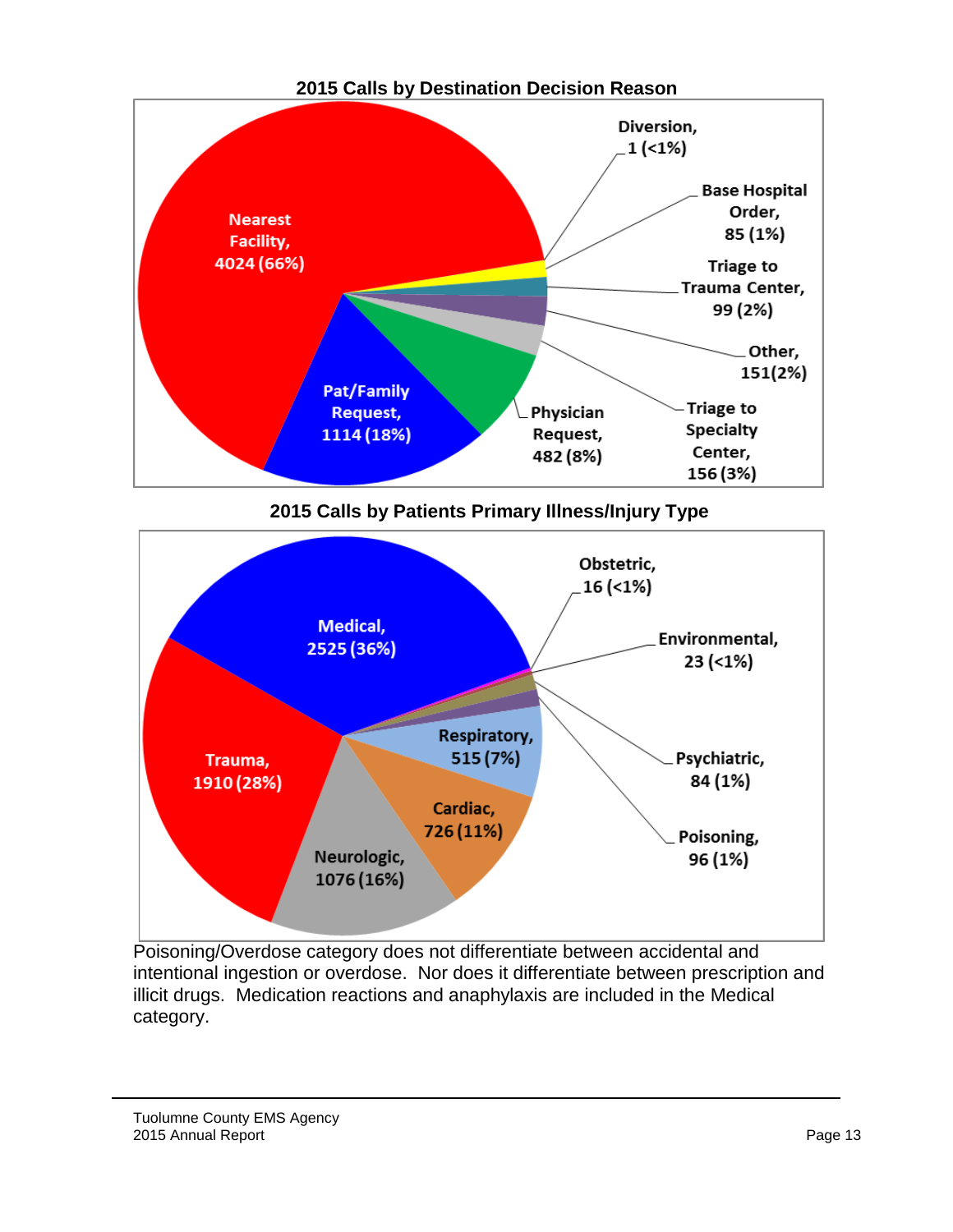**2015 Calls by Destination Decision Reason**

| Destination Decision Reason | Calls | Percent |
|---|---|---|
| Nearest Facility | 4024 | 66% |
| Pat/Family Request | 1114 | 18% |
| Physician Request | 482 | 8% |
| Triage to Specialty Center | 156 | 3% |
| Other | 151 | 2% |
| Triage to Trauma Center | 99 | 2% |
| Base Hospital Order | 85 | 1% |
| Diversion | 1 | <1% |

**2015 Calls by Patients Primary Illness/Injury Type**

| Illness/Injury Type | Calls | Percent |
|---|---|---|
| Medical | 2525 | 36% |
| Trauma | 1910 | 28% |
| Neurologic | 1076 | 16% |
| Cardiac | 726 | 11% |
| Respiratory | 515 | 7% |
| Poisoning | 96 | 1% |
| Psychiatric | 84 | 1% |
| Environmental | 23 | <1% |
| Obstetric | 16 | <1% |

Poisoning/Overdose category does not differentiate between accidental and intentional ingestion or overdose. Nor does it differentiate between prescription and illicit drugs. Medication reactions and anaphylaxis are included in the Medical category.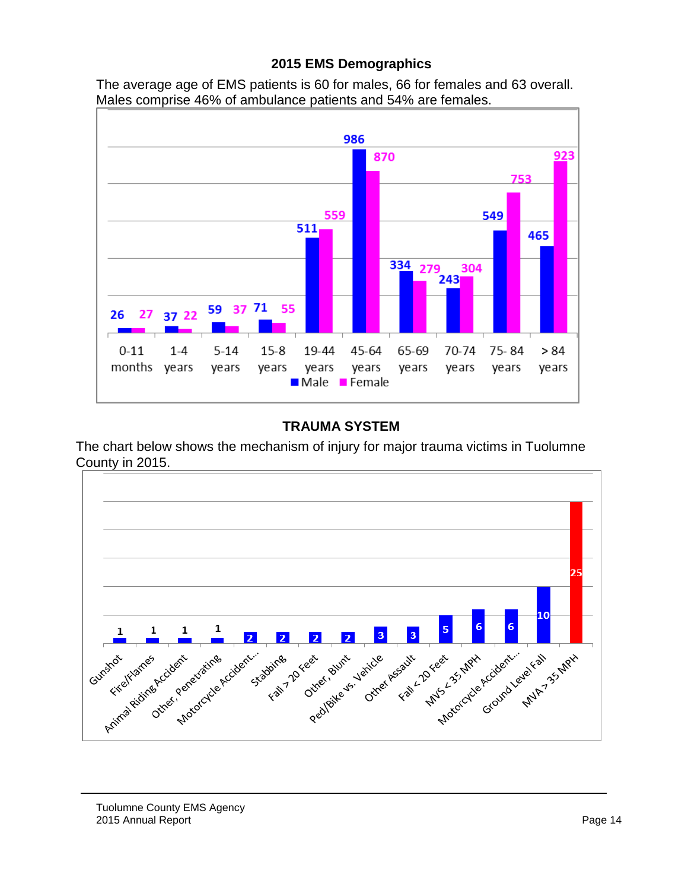## 2015 EMS Demographics

The average age of EMS patients is 60 for males, 66 for females and 63 overall. Males comprise 46% of ambulance patients and 54% are females.

| Age Group | Male | Female |
|---|---|---|
| 0-11 months | 26 | 27 |
| 1-4 years | 37 | 22 |
| 5-14 years | 59 | 37 |
| 15-8 years | 71 | 55 |
| 19-44 years | 511 | 559 |
| 45-64 years | 986 | 870 |
| 65-69 years | 334 | 279 |
| 70-74 years | 243 | 304 |
| 75- 84 years | 549 | 753 |
| > 84 years | 465 | 923 |

## TRAUMA SYSTEM

The chart below shows the mechanism of injury for major trauma victims in Tuolumne County in 2015.

| Mechanism of Injury | Count |
|---|---|
| Gunshot | 1 |
| Fire/Flames | 1 |
| Animal Riding Accident | 1 |
| Other, Penetrating | 1 |
| Motorcycle Accident... | 2 |
| Stabbing | 2 |
| Fall > 20 Feet | 2 |
| Other, Blunt | 2 |
| Ped/Bike vs. Vehicle | 3 |
| Other Assault | 3 |
| Fall < 20 Feet | 5 |
| MVS < 35 MPH | 6 |
| Motorcycle Accident... | 6 |
| Ground Level Fall | 10 |
| MVA > 35 MPH | 25 |

Tuolumne County EMS Agency
2015 Annual Report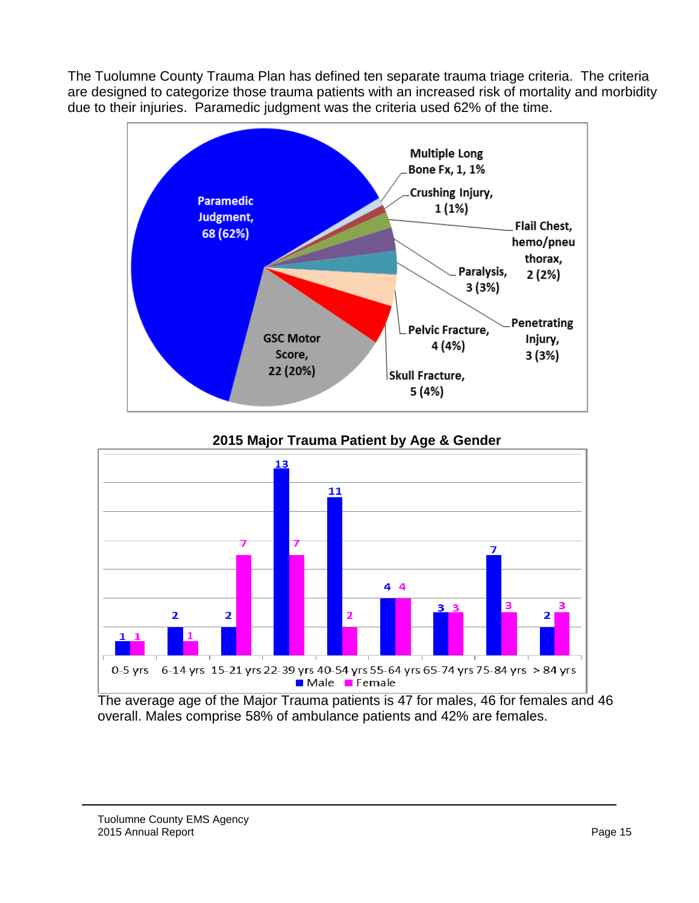The Tuolumne County Trauma Plan has defined ten separate trauma triage criteria. The criteria are designed to categorize those trauma patients with an increased risk of mortality and morbidity due to their injuries. Paramedic judgment was the criteria used 62% of the time.

| Criteria | Count | Percent |
|---|---|---|
| Paramedic Judgment | 68 | 62% |
| GSC Motor Score | 22 | 20% |
| Skull Fracture | 5 | 4% |
| Pelvic Fracture | 4 | 4% |
| Penetrating Injury | 3 | 3% |
| Paralysis | 3 | 3% |
| Flail Chest, hemo/pneumo thorax | 2 | 2% |
| Crushing Injury | 1 | 1% |
| Multiple Long Bone Fx | 1 | 1% |

**2015 Major Trauma Patient by Age & Gender**

| Age | Male | Female |
|---|---|---|
| 0-5 yrs | 1 | 1 |
| 6-14 yrs | 2 | 1 |
| 15-21 yrs | 2 | 7 |
| 22-39 yrs | 13 | 7 |
| 40-54 yrs | 11 | 2 |
| 55-64 yrs | 4 | 4 |
| 65-74 yrs | 3 | 3 |
| 75-84 yrs | 7 | 3 |
| > 84 yrs | 2 | 3 |

The average age of the Major Trauma patients is 47 for males, 46 for females and 46 overall. Males comprise 58% of ambulance patients and 42% are females.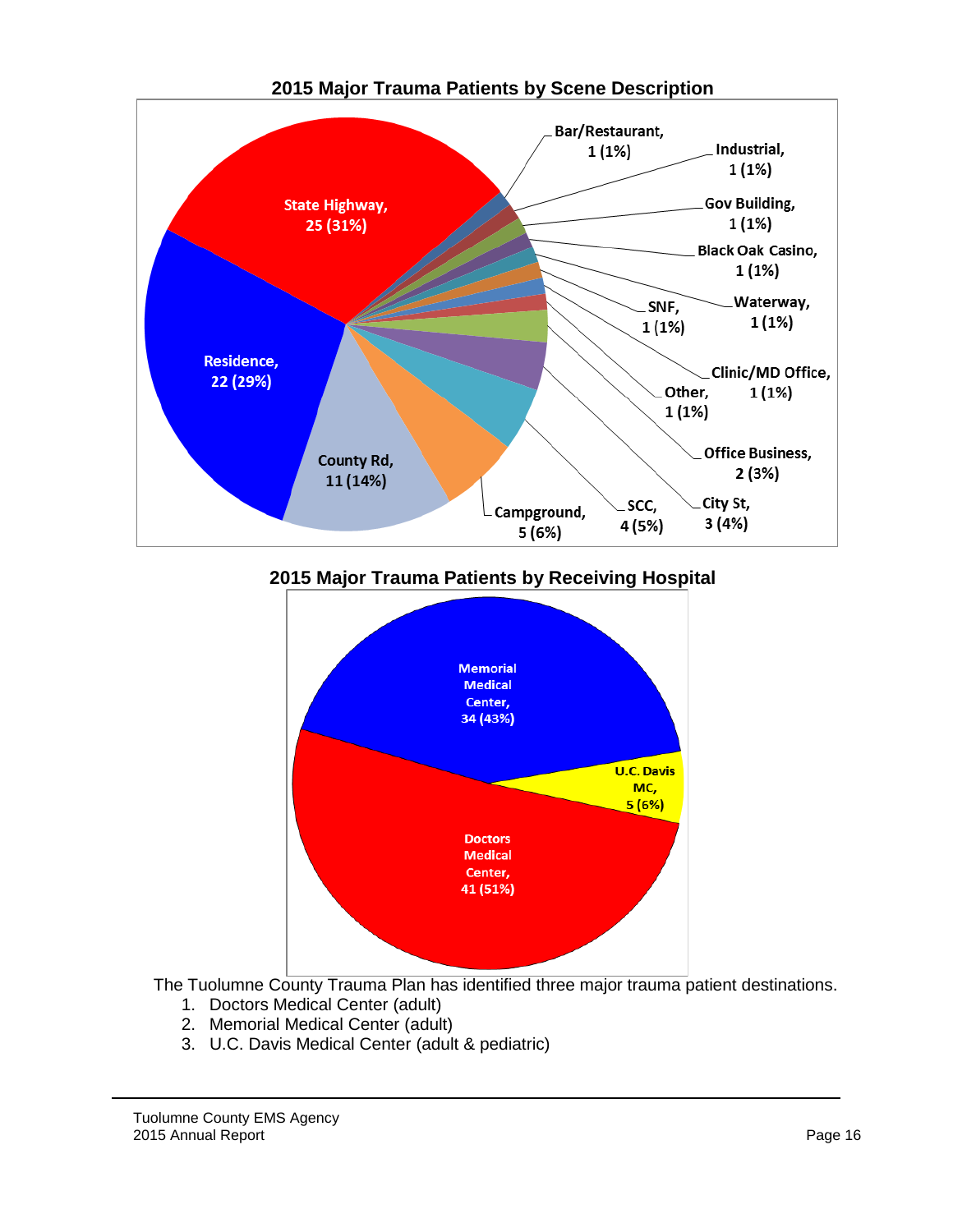## 2015 Major Trauma Patients by Scene Description

| Scene Description | Patients |
|---|---|
| State Highway | 25 (31%) |
| Residence | 22 (29%) |
| County Rd | 11 (14%) |
| Campground | 5 (6%) |
| SCC | 4 (5%) |
| City St | 3 (4%) |
| Office Business | 2 (3%) |
| Other | 1 (1%) |
| Clinic/MD Office | 1 (1%) |
| SNF | 1 (1%) |
| Waterway | 1 (1%) |
| Black Oak Casino | 1 (1%) |
| Gov Building | 1 (1%) |
| Industrial | 1 (1%) |
| Bar/Restaurant | 1 (1%) |

## 2015 Major Trauma Patients by Receiving Hospital

| Receiving Hospital | Patients |
|---|---|
| Memorial Medical Center | 34 (43%) |
| U.C. Davis MC | 5 (6%) |
| Doctors Medical Center | 41 (51%) |

The Tuolumne County Trauma Plan has identified three major trauma patient destinations.

1. Doctors Medical Center (adult)
2. Memorial Medical Center (adult)
3. U.C. Davis Medical Center (adult & pediatric)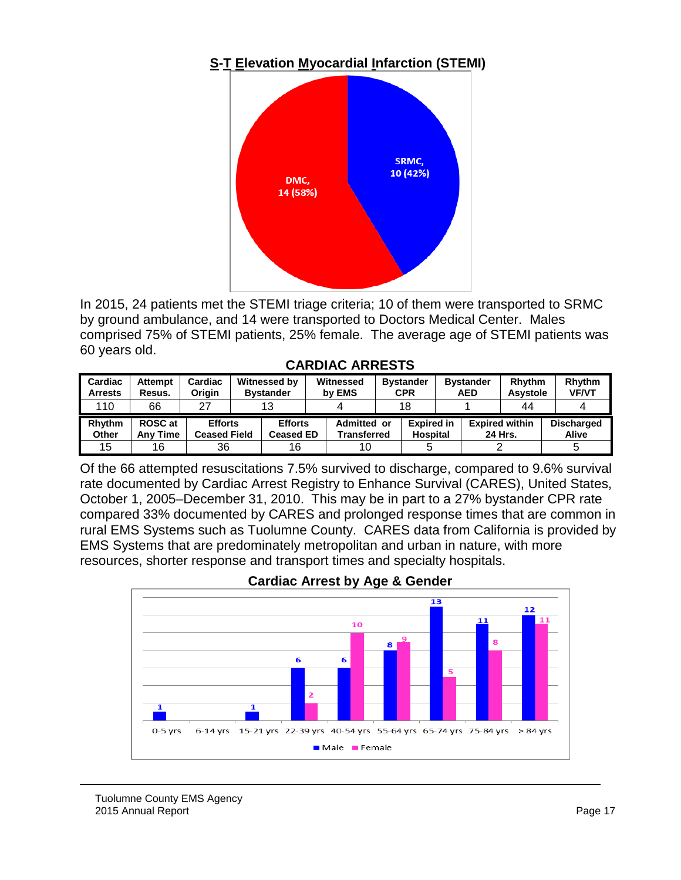## S-T Elevation Myocardial Infarction (STEMI)

In 2015, 24 patients met the STEMI triage criteria; 10 of them were transported to SRMC by ground ambulance, and 14 were transported to Doctors Medical Center. Males comprised 75% of STEMI patients, 25% female. The average age of STEMI patients was 60 years old.

### CARDIAC ARRESTS

| Cardiac Arrests | Attempt Resus. | Cardiac Origin | Witnessed by Bystander | Witnessed by EMS | Bystander CPR | Bystander AED | Rhythm Asystole | Rhythm VF/VT |
|---|---|---|---|---|---|---|---|---|
| 110 | 66 | 27 | 13 | 4 | 18 | 1 | 44 | 4 |

| Rhythm Other | ROSC at Any Time | Efforts Ceased Field | Efforts Ceased ED | Admitted or Transferred | Expired in Hospital | Expired within 24 Hrs. | Discharged Alive |
|---|---|---|---|---|---|---|---|
| 15 | 16 | 36 | 16 | 10 | 5 | 2 | 5 |

Of the 66 attempted resuscitations 7.5% survived to discharge, compared to 9.6% survival rate documented by Cardiac Arrest Registry to Enhance Survival (CARES), United States, October 1, 2005–December 31, 2010. This may be in part to a 27% bystander CPR rate compared 33% documented by CARES and prolonged response times that are common in rural EMS Systems such as Tuolumne County. CARES data from California is provided by EMS Systems that are predominately metropolitan and urban in nature, with more resources, shorter response and transport times and specialty hospitals.

**Cardiac Arrest by Age & Gender**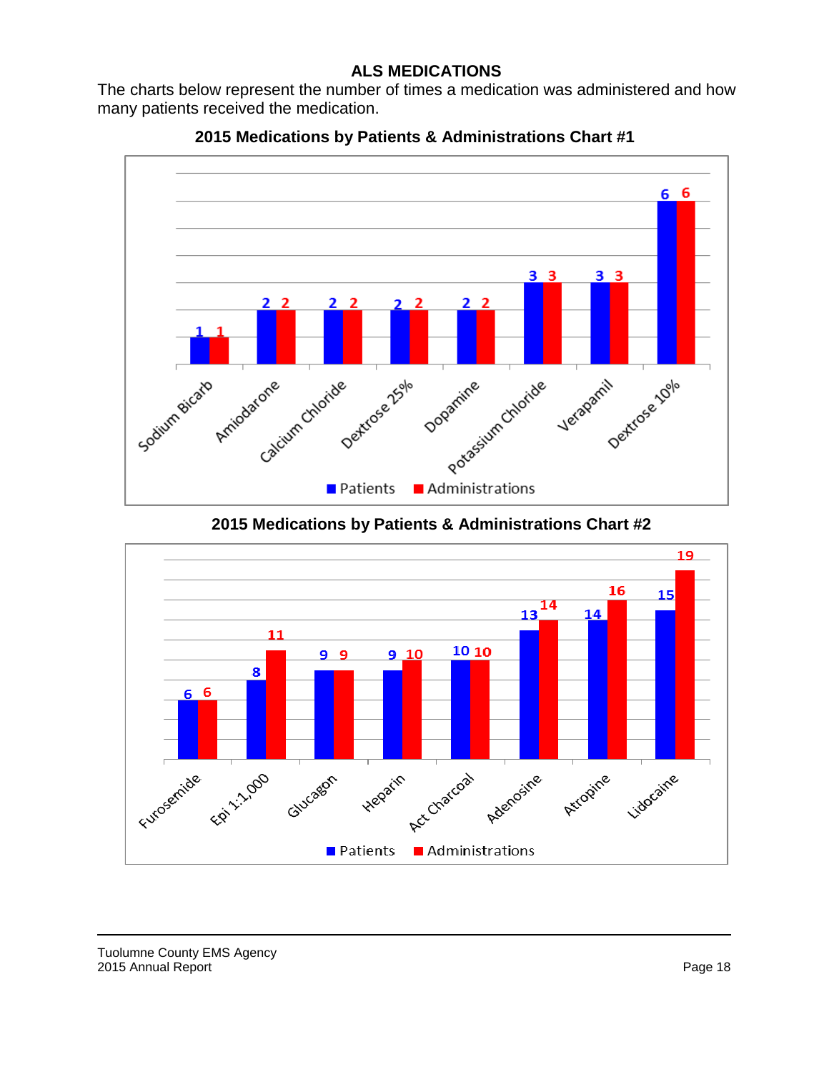## ALS MEDICATIONS

The charts below represent the number of times a medication was administered and how many patients received the medication.

### 2015 Medications by Patients & Administrations Chart #1

| Medication | Patients | Administrations |
|---|---|---|
| Sodium Bicarb | 1 | 1 |
| Amiodarone | 2 | 2 |
| Calcium Chloride | 2 | 2 |
| Dextrose 25% | 2 | 2 |
| Dopamine | 2 | 2 |
| Potassium Chloride | 3 | 3 |
| Verapamil | 3 | 3 |
| Dextrose 10% | 6 | 6 |

### 2015 Medications by Patients & Administrations Chart #2

| Medication | Patients | Administrations |
|---|---|---|
| Furosemide | 6 | 6 |
| Epi 1:1,000 | 8 | 11 |
| Glucagon | 9 | 9 |
| Heparin | 9 | 10 |
| Act Charcoal | 10 | 10 |
| Adenosine | 13 | 14 |
| Atropine | 14 | 16 |
| Lidocaine | 15 | 19 |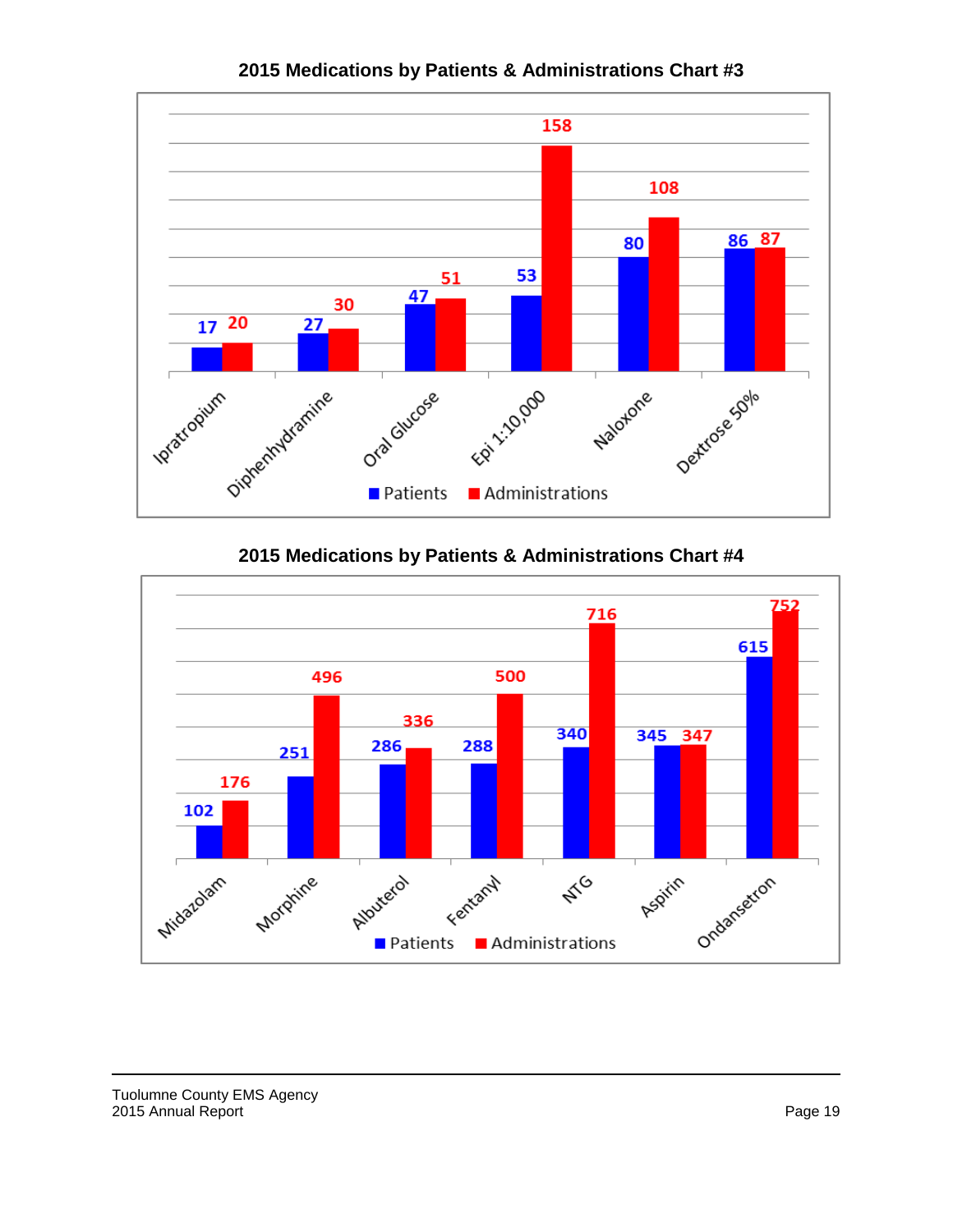**2015 Medications by Patients & Administrations Chart #3**

| Medication | Patients | Administrations |
|---|---|---|
| Ipratropium | 17 | 20 |
| Diphenhydramine | 27 | 30 |
| Oral Glucose | 47 | 51 |
| Epi 1:10,000 | 53 | 158 |
| Naloxone | 80 | 108 |
| Dextrose 50% | 86 | 87 |

**2015 Medications by Patients & Administrations Chart #4**

| Medication | Patients | Administrations |
|---|---|---|
| Midazolam | 102 | 176 |
| Morphine | 251 | 496 |
| Albuterol | 286 | 336 |
| Fentanyl | 288 | 500 |
| NTG | 340 | 716 |
| Aspirin | 345 | 347 |
| Ondansetron | 615 | 752 |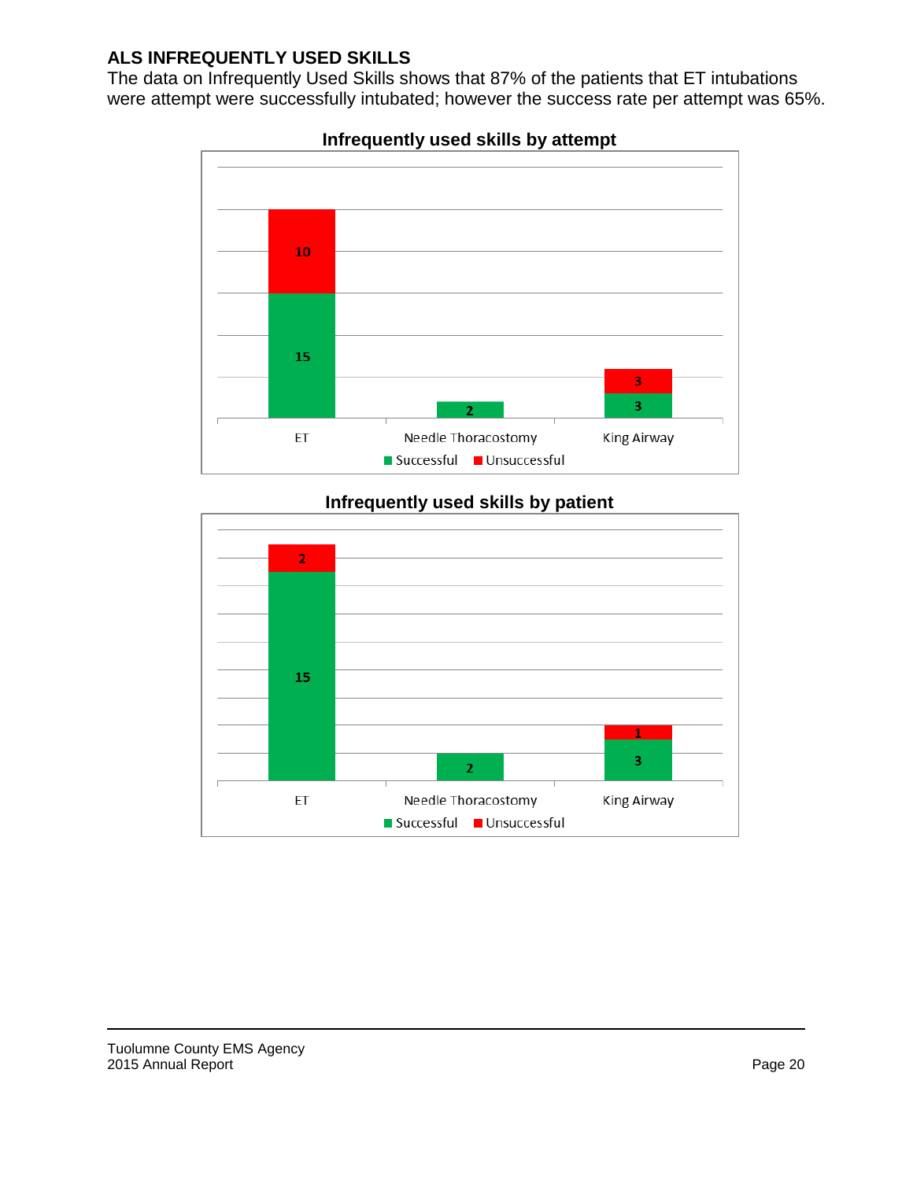## ALS INFREQUENTLY USED SKILLS

The data on Infrequently Used Skills shows that 87% of the patients that ET intubations were attempt were successfully intubated; however the success rate per attempt was 65%.

**Infrequently used skills by attempt**

| Skill | Successful | Unsuccessful |
| --- | --- | --- |
| ET | 15 | 10 |
| Needle Thoracostomy | 2 | |
| King Airway | 3 | 3 |

**Infrequently used skills by patient**

| Skill | Successful | Unsuccessful |
| --- | --- | --- |
| ET | 15 | 2 |
| Needle Thoracostomy | 2 | |
| King Airway | 3 | 1 |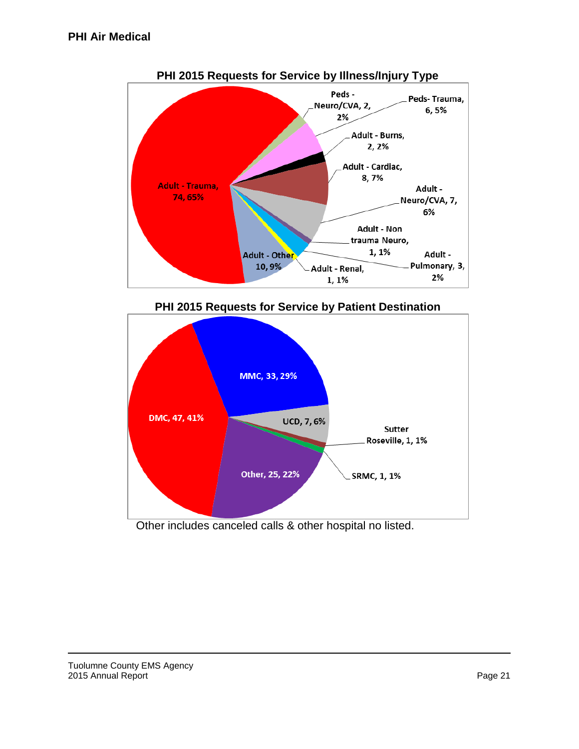## PHI Air Medical

**PHI 2015 Requests for Service by Illness/Injury Type**

| Illness/Injury Type | Count | Percent |
|---|---|---|
| Adult - Trauma | 74 | 65% |
| Peds - Neuro/CVA | 2 | 2% |
| Peds- Trauma | 6 | 5% |
| Adult - Burns | 2 | 2% |
| Adult - Cardiac | 8 | 7% |
| Adult - Neuro/CVA | 7 | 6% |
| Adult - Non trauma Neuro | 1 | 1% |
| Adult - Pulmonary | 3 | 2% |
| Adult - Renal | 1 | 1% |
| Adult - Other | 10 | 9% |

**PHI 2015 Requests for Service by Patient Destination**

| Destination | Count | Percent |
|---|---|---|
| DMC | 47 | 41% |
| MMC | 33 | 29% |
| UCD | 7 | 6% |
| Sutter Roseville | 1 | 1% |
| SRMC | 1 | 1% |
| Other | 25 | 22% |

Other includes canceled calls & other hospital no listed.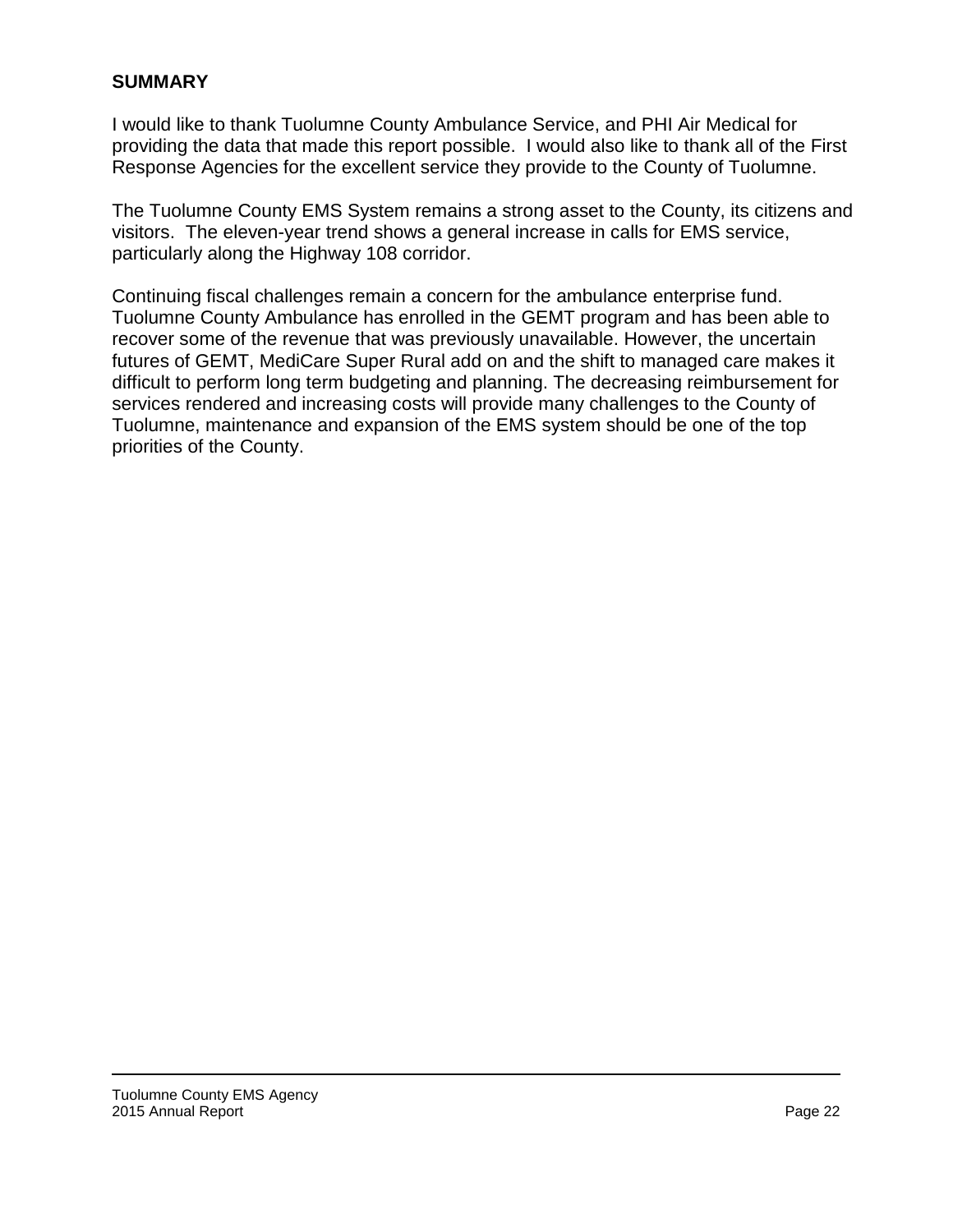## SUMMARY

I would like to thank Tuolumne County Ambulance Service, and PHI Air Medical for providing the data that made this report possible. I would also like to thank all of the First Response Agencies for the excellent service they provide to the County of Tuolumne.

The Tuolumne County EMS System remains a strong asset to the County, its citizens and visitors. The eleven-year trend shows a general increase in calls for EMS service, particularly along the Highway 108 corridor.

Continuing fiscal challenges remain a concern for the ambulance enterprise fund. Tuolumne County Ambulance has enrolled in the GEMT program and has been able to recover some of the revenue that was previously unavailable. However, the uncertain futures of GEMT, MediCare Super Rural add on and the shift to managed care makes it difficult to perform long term budgeting and planning. The decreasing reimbursement for services rendered and increasing costs will provide many challenges to the County of Tuolumne, maintenance and expansion of the EMS system should be one of the top priorities of the County.